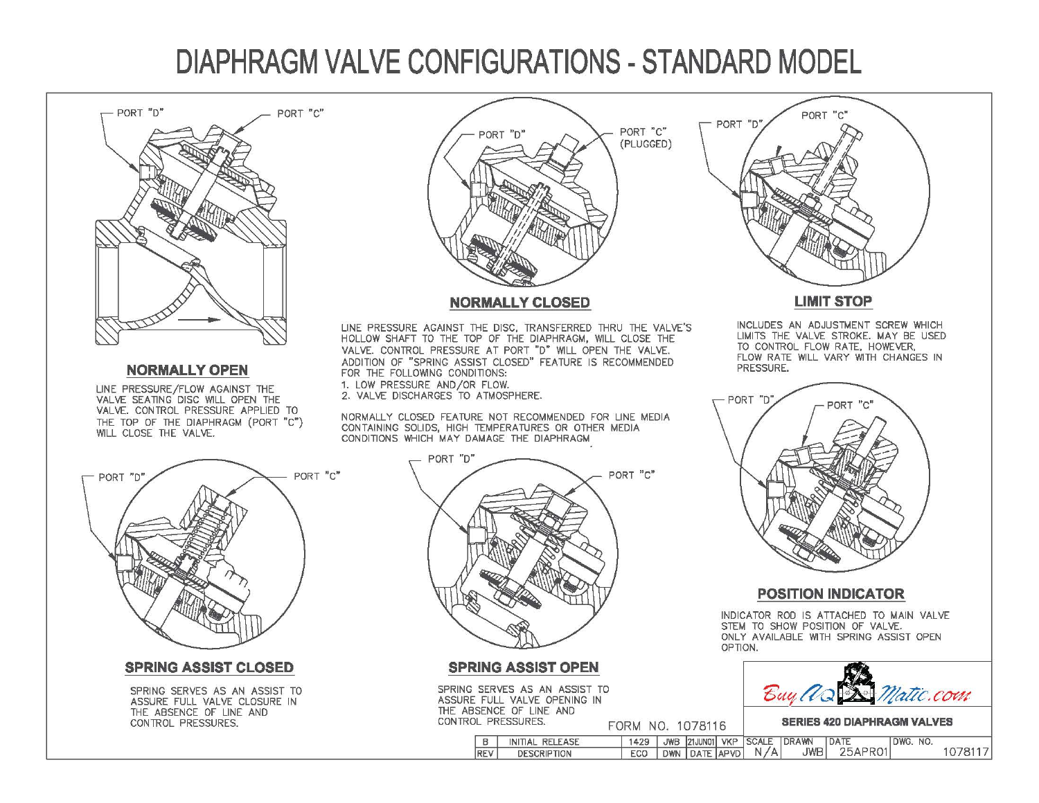# DIAPHRAGM VALVE CONFIGURATIONS - STANDARD MODEL

PORT "D" PORT "C"

## NORMALLY OPEN

LINE PRESSURE/FLOW AGAINST THE VALVE SEATING DISC WILL OPEN THE VALVE. CONTROL PRESSURE APPLIED TO THE TOP OF THE DIAPHRAGM (PORT "C") WILL CLOSE THE VALVE.

PORT "D" PORT "C" (PLUGGED)

## NORMALLY CLOSED

LINE PRESSURE AGAINST THE DISC, TRANSFERRED THRU THE VALVE'S HOLLOW SHAFT TO THE TOP OF THE DIAPHRAGM, WILL CLOSE THE VALVE. CONTROL PRESSURE AT PORT "D" WILL OPEN THE VALVE. ADDITION OF "SPRING ASSIST CLOSED" FEATURE IS RECOMMENDED FOR THE FOLLOWING CONDITIONS:

1. LOW PRESSURE AND/OR FLOW.
2. VALVE DISCHARGES TO ATMOSPHERE.

NORMALLY CLOSED FEATURE NOT RECOMMENDED FOR LINE MEDIA CONTAINING SOLIDS, HIGH TEMPERATURES OR OTHER MEDIA CONDITIONS WHICH MAY DAMAGE THE DIAPHRAGM

PORT "D" PORT "C"

## LIMIT STOP

INCLUDES AN ADJUSTMENT SCREW WHICH LIMITS THE VALVE STROKE. MAY BE USED TO CONTROL FLOW RATE, HOWEVER, FLOW RATE WILL VARY WITH CHANGES IN PRESSURE.

PORT "D" PORT "C"

## SPRING ASSIST CLOSED

SPRING SERVES AS AN ASSIST TO ASSURE FULL VALVE CLOSURE IN THE ABSENCE OF LINE AND CONTROL PRESSURES.

PORT "D" PORT "C"

## SPRING ASSIST OPEN

SPRING SERVES AS AN ASSIST TO ASSURE FULL VALVE OPENING IN THE ABSENCE OF LINE AND CONTROL PRESSURES.

PORT "D" PORT "C"

## POSITION INDICATOR

INDICATOR ROD IS ATTACHED TO MAIN VALVE STEM TO SHOW POSITION OF VALVE. ONLY AVAILABLE WITH SPRING ASSIST OPEN OPTION.

FORM NO. 1078116

BuyAquaMatic.com

**SERIES 420 DIAPHRAGM VALVES**

| REV | DESCRIPTION | ECO | DWN | DATE | APVD | SCALE | DRAWN | DATE | DWG. NO. |
|---|---|---|---|---|---|---|---|---|---|
| B | INITIAL RELEASE | 1429 | JWB | 21JUN01 | VKP | N/A | JWB | 25APR01 | 1078117 |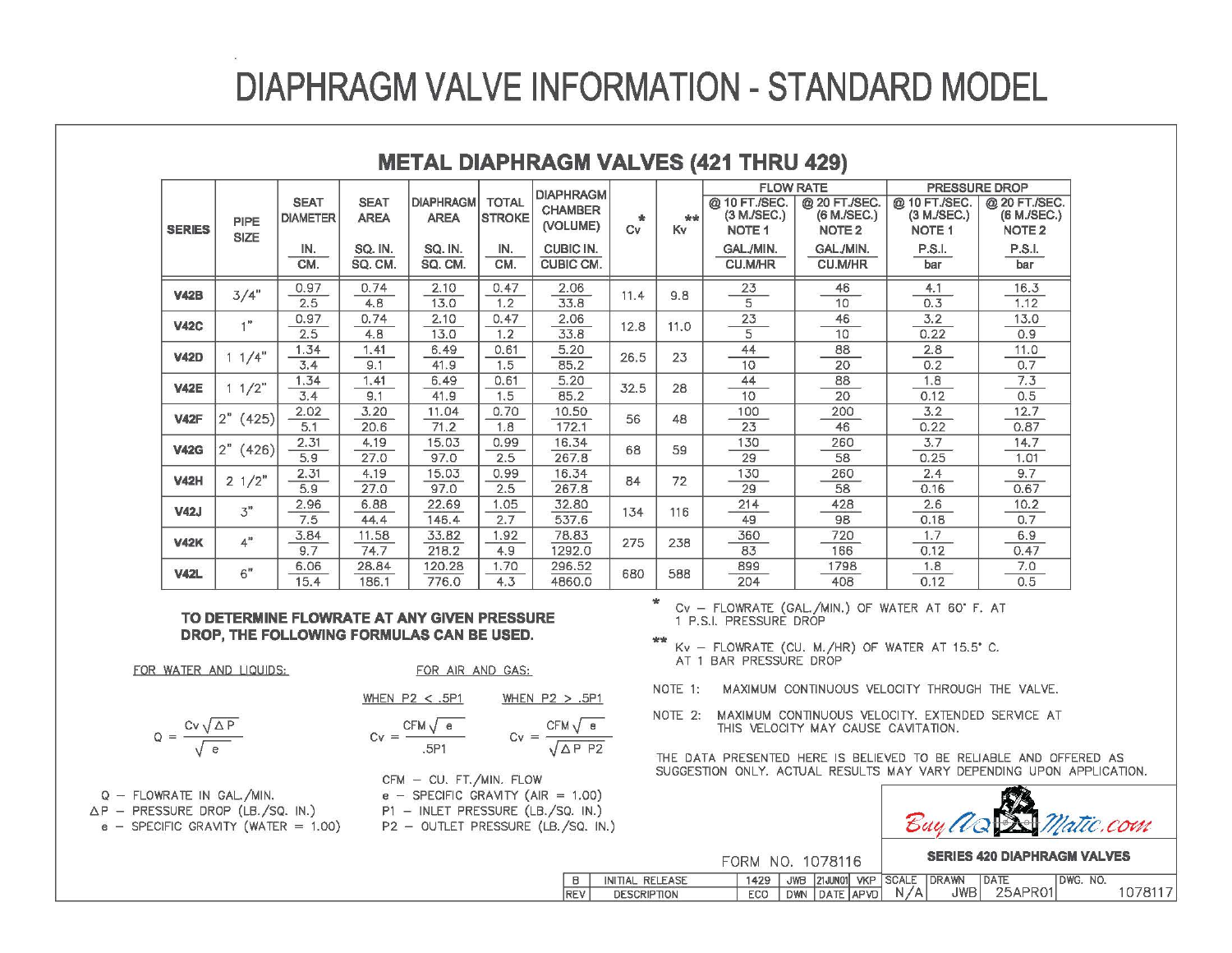# DIAPHRAGM VALVE INFORMATION - STANDARD MODEL

## METAL DIAPHRAGM VALVES (421 THRU 429)

| SERIES | PIPE SIZE | SEAT DIAMETER IN. / CM. | SEAT AREA SQ. IN. / SQ. CM. | DIAPHRAGM AREA SQ. IN. / SQ. CM. | TOTAL STROKE IN. / CM. | DIAPHRAGM CHAMBER (VOLUME) CUBIC IN. / CUBIC CM. | * Cv | ** Kv | FLOW RATE @ 10 FT./SEC. (3 M./SEC.) NOTE 1 GAL./MIN. / CU.M/HR | FLOW RATE @ 20 FT./SEC. (6 M./SEC.) NOTE 2 GAL./MIN. / CU.M/HR | PRESSURE DROP @ 10 FT./SEC. (3 M./SEC.) NOTE 1 P.S.I. / bar | PRESSURE DROP @ 20 FT./SEC. (6 M./SEC.) NOTE 2 P.S.I. / bar |
|---|---|---|---|---|---|---|---|---|---|---|---|---|
| V42B | 3/4" | 0.97 / 2.5 | 0.74 / 4.8 | 2.10 / 13.0 | 0.47 / 1.2 | 2.06 / 33.8 | 11.4 | 9.8 | 23 / 5 | 46 / 10 | 4.1 / 0.3 | 16.3 / 1.12 |
| V42C | 1" | 0.97 / 2.5 | 0.74 / 4.8 | 2.10 / 13.0 | 0.47 / 1.2 | 2.06 / 33.8 | 12.8 | 11.0 | 23 / 5 | 46 / 10 | 3.2 / 0.22 | 13.0 / 0.9 |
| V42D | 1 1/4" | 1.34 / 3.4 | 1.41 / 9.1 | 6.49 / 41.9 | 0.61 / 1.5 | 5.20 / 85.2 | 26.5 | 23 | 44 / 10 | 88 / 20 | 2.8 / 0.2 | 11.0 / 0.7 |
| V42E | 1 1/2" | 1.34 / 3.4 | 1.41 / 9.1 | 6.49 / 41.9 | 0.61 / 1.5 | 5.20 / 85.2 | 32.5 | 28 | 44 / 10 | 88 / 20 | 1.8 / 0.12 | 7.3 / 0.5 |
| V42F | 2" (425) | 2.02 / 5.1 | 3.20 / 20.6 | 11.04 / 71.2 | 0.70 / 1.8 | 10.50 / 172.1 | 56 | 48 | 100 / 23 | 200 / 46 | 3.2 / 0.22 | 12.7 / 0.87 |
| V42G | 2" (426) | 2.31 / 5.9 | 4.19 / 27.0 | 15.03 / 97.0 | 0.99 / 2.5 | 16.34 / 267.8 | 68 | 59 | 130 / 29 | 260 / 58 | 3.7 / 0.25 | 14.7 / 1.01 |
| V42H | 2 1/2" | 2.31 / 5.9 | 4.19 / 27.0 | 15.03 / 97.0 | 0.99 / 2.5 | 16.34 / 267.8 | 84 | 72 | 130 / 29 | 260 / 58 | 2.4 / 0.16 | 9.7 / 0.67 |
| V42J | 3" | 2.96 / 7.5 | 6.88 / 44.4 | 22.69 / 146.4 | 1.05 / 2.7 | 32.80 / 537.6 | 134 | 116 | 214 / 49 | 428 / 98 | 2.6 / 0.18 | 10.2 / 0.7 |
| V42K | 4" | 3.84 / 9.7 | 11.58 / 74.7 | 33.82 / 218.2 | 1.92 / 4.9 | 78.83 / 1292.0 | 275 | 238 | 360 / 83 | 720 / 166 | 1.7 / 0.12 | 6.9 / 0.47 |
| V42L | 6" | 6.06 / 15.4 | 28.84 / 186.1 | 120.28 / 776.0 | 1.70 / 4.3 | 296.52 / 4860.0 | 680 | 588 | 899 / 204 | 1798 / 408 | 1.8 / 0.12 | 7.0 / 0.5 |

**TO DETERMINE FLOWRATE AT ANY GIVEN PRESSURE DROP, THE FOLLOWING FORMULAS CAN BE USED.**

FOR WATER AND LIQUIDS:

$$Q = \frac{Cv\sqrt{\Delta P}}{\sqrt{e}}$$

Q – FLOWRATE IN GAL./MIN.
ΔP – PRESSURE DROP (LB./SQ. IN.)
e – SPECIFIC GRAVITY (WATER = 1.00)

FOR AIR AND GAS:

WHEN P2 < .5P1

$$Cv = \frac{CFM\sqrt{e}}{.5P1}$$

WHEN P2 > .5P1

$$Cv = \frac{CFM\sqrt{e}}{\sqrt{\Delta P\ P2}}$$

CFM – CU. FT./MIN. FLOW
e – SPECIFIC GRAVITY (AIR = 1.00)
P1 – INLET PRESSURE (LB./SQ. IN.)
P2 – OUTLET PRESSURE (LB./SQ. IN.)

\* Cv – FLOWRATE (GAL./MIN.) OF WATER AT 60° F. AT 1 P.S.I. PRESSURE DROP

\*\* Kv – FLOWRATE (CU. M./HR) OF WATER AT 15.5° C. AT 1 BAR PRESSURE DROP

NOTE 1: MAXIMUM CONTINUOUS VELOCITY THROUGH THE VALVE.

NOTE 2: MAXIMUM CONTINUOUS VELOCITY. EXTENDED SERVICE AT THIS VELOCITY MAY CAUSE CAVITATION.

THE DATA PRESENTED HERE IS BELIEVED TO BE RELIABLE AND OFFERED AS SUGGESTION ONLY. ACTUAL RESULTS MAY VARY DEPENDING UPON APPLICATION.

BuyAQMatic.com

**SERIES 420 DIAPHRAGM VALVES**

FORM NO. 1078116

| REV | DESCRIPTION | ECO | DWN | DATE | APVD | SCALE | DRAWN | DATE | DWG. NO. |
|---|---|---|---|---|---|---|---|---|---|
| B | INITIAL RELEASE | 1429 | JWB | 21JUN01 | VKP | N/A | JWB | 25APR01 | 1078117 |